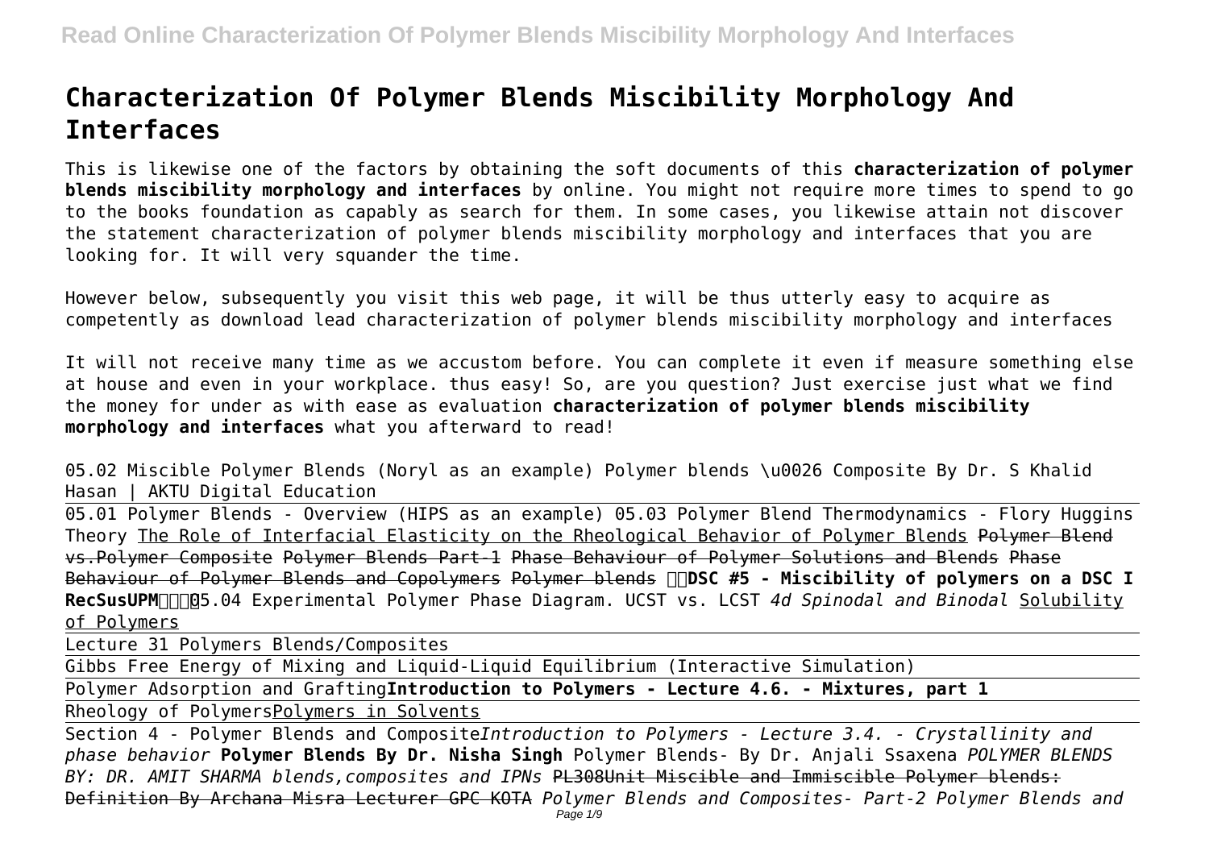# Characterization Of Polymer Blends Miscibility Morphology And Interfaces

This is likewise one of the factors by obtaining the soft documents of this **characterization of polymer blends miscibility morphology and interfaces** by online. You might not require more times to spend to go to the books foundation as capably as search for them. In some cases, you likewise attain not discover the statement characterization of polymer blends miscibility morphology and interfaces that you are looking for. It will very squander the time.

However below, subsequently you visit this web page, it will be thus utterly easy to acquire as competently as download lead characterization of polymer blends miscibility morphology and interfaces

It will not receive many time as we accustom before. You can complete it even if measure something else at house and even in your workplace. thus easy! So, are you question? Just exercise just what we find the money for under as with ease as evaluation **characterization of polymer blends miscibility morphology and interfaces** what you afterward to read!

05.02 Miscible Polymer Blends (Noryl as an example) Polymer blends \u0026 Composite By Dr. S Khalid Hasan | AKTU Digital Education

05.01 Polymer Blends - Overview (HIPS as an example) 05.03 Polymer Blend Thermodynamics - Flory Huggins Theory The Role of Interfacial Elasticity on the Rheological Behavior of Polymer Blends Polymer Blend vs.Polymer Composite Polymer Blends Part-1 Phase Behaviour of Polymer Solutions and Blends Phase Behaviour of Polymer Blends and Copolymers Polymer blends **DSC #5 - Miscibility of polymers on a DSC I RecSusUPM** 05.04 Experimental Polymer Phase Diagram. UCST vs. LCST *4d Spinodal and Binodal* Solubility of Polymers

Lecture 31 Polymers Blends/Composites

Gibbs Free Energy of Mixing and Liquid-Liquid Equilibrium (Interactive Simulation)

Polymer Adsorption and Grafting **Introduction to Polymers - Lecture 4.6. - Mixtures, part 1**

Rheology of Polymers Polymers in Solvents

Section 4 - Polymer Blends and Composite *Introduction to Polymers - Lecture 3.4. - Crystallinity and phase behavior* **Polymer Blends By Dr. Nisha Singh** Polymer Blends- By Dr. Anjali Ssaxena *POLYMER BLENDS BY: DR. AMIT SHARMA blends,composites and IPNs* PL308Unit Miscible and Immiscible Polymer blends: Definition By Archana Misra Lecturer GPC KOTA *Polymer Blends and Composites- Part-2 Polymer Blends and*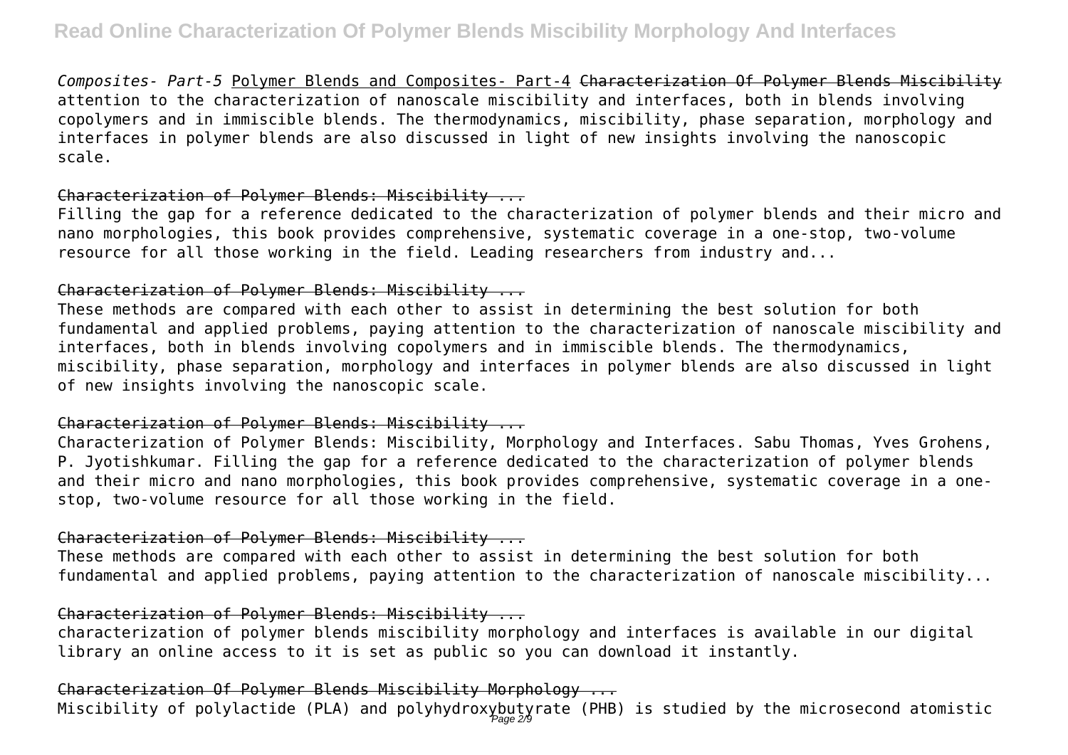*Composites- Part-5* Polymer Blends and Composites- Part-4 ~~Characterization Of Polymer Blends Miscibility~~ attention to the characterization of nanoscale miscibility and interfaces, both in blends involving copolymers and in immiscible blends. The thermodynamics, miscibility, phase separation, morphology and interfaces in polymer blends are also discussed in light of new insights involving the nanoscopic scale.

~~Characterization of Polymer Blends: Miscibility ...~~

Filling the gap for a reference dedicated to the characterization of polymer blends and their micro and nano morphologies, this book provides comprehensive, systematic coverage in a one-stop, two-volume resource for all those working in the field. Leading researchers from industry and...

~~Characterization of Polymer Blends: Miscibility ...~~

These methods are compared with each other to assist in determining the best solution for both fundamental and applied problems, paying attention to the characterization of nanoscale miscibility and interfaces, both in blends involving copolymers and in immiscible blends. The thermodynamics, miscibility, phase separation, morphology and interfaces in polymer blends are also discussed in light of new insights involving the nanoscopic scale.

~~Characterization of Polymer Blends: Miscibility ...~~

Characterization of Polymer Blends: Miscibility, Morphology and Interfaces. Sabu Thomas, Yves Grohens, P. Jyotishkumar. Filling the gap for a reference dedicated to the characterization of polymer blends and their micro and nano morphologies, this book provides comprehensive, systematic coverage in a one-stop, two-volume resource for all those working in the field.

~~Characterization of Polymer Blends: Miscibility ...~~

These methods are compared with each other to assist in determining the best solution for both fundamental and applied problems, paying attention to the characterization of nanoscale miscibility...

~~Characterization of Polymer Blends: Miscibility ...~~

characterization of polymer blends miscibility morphology and interfaces is available in our digital library an online access to it is set as public so you can download it instantly.

~~Characterization Of Polymer Blends Miscibility Morphology ...~~

Miscibility of polylactide (PLA) and polyhydroxybutyrate (PHB) is studied by the microsecond atomistic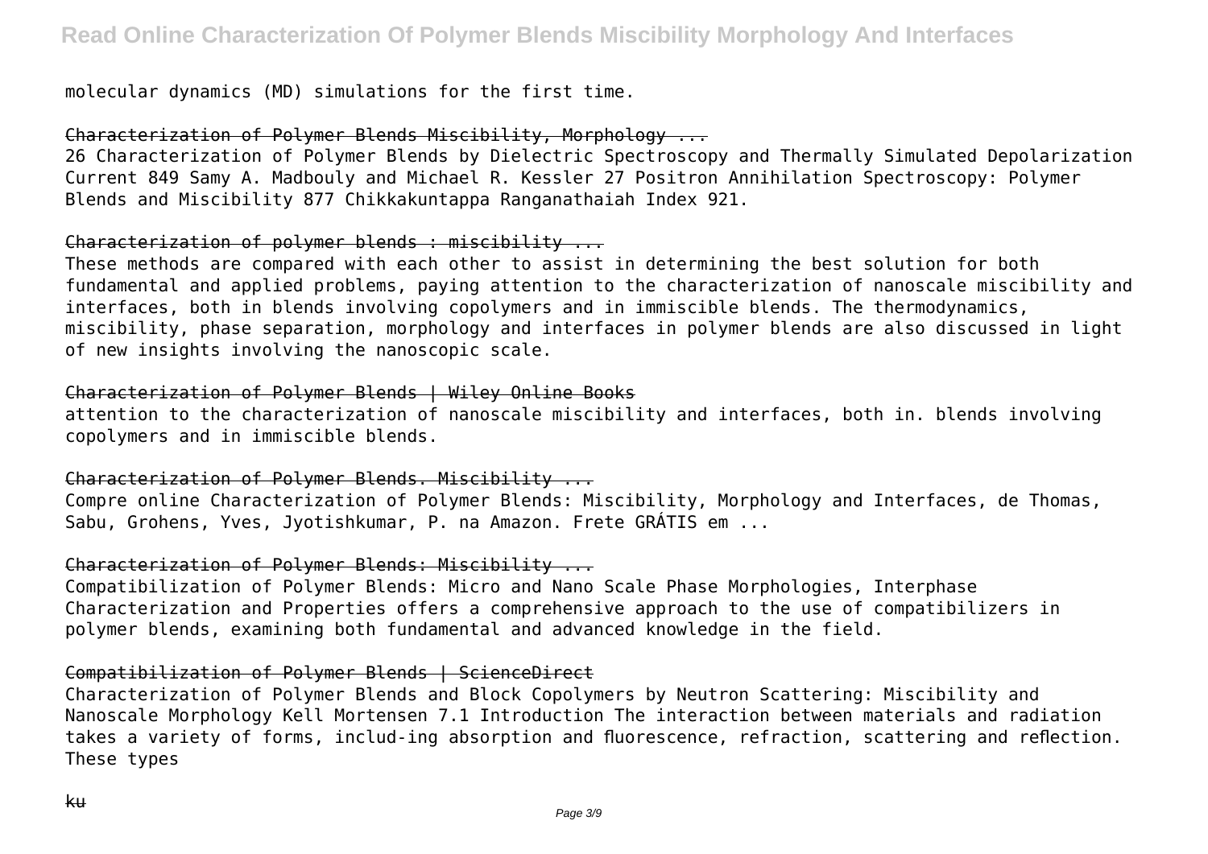molecular dynamics (MD) simulations for the first time.

## Characterization of Polymer Blends Miscibility, Morphology ...

26 Characterization of Polymer Blends by Dielectric Spectroscopy and Thermally Simulated Depolarization Current 849 Samy A. Madbouly and Michael R. Kessler 27 Positron Annihilation Spectroscopy: Polymer Blends and Miscibility 877 Chikkakuntappa Ranganathaiah Index 921.

## Characterization of polymer blends : miscibility ...

These methods are compared with each other to assist in determining the best solution for both fundamental and applied problems, paying attention to the characterization of nanoscale miscibility and interfaces, both in blends involving copolymers and in immiscible blends. The thermodynamics, miscibility, phase separation, morphology and interfaces in polymer blends are also discussed in light of new insights involving the nanoscopic scale.

## Characterization of Polymer Blends | Wiley Online Books

attention to the characterization of nanoscale miscibility and interfaces, both in. blends involving copolymers and in immiscible blends.

## Characterization of Polymer Blends. Miscibility ...

Compre online Characterization of Polymer Blends: Miscibility, Morphology and Interfaces, de Thomas, Sabu, Grohens, Yves, Jyotishkumar, P. na Amazon. Frete GRÁTIS em ...

## Characterization of Polymer Blends: Miscibility ...

Compatibilization of Polymer Blends: Micro and Nano Scale Phase Morphologies, Interphase Characterization and Properties offers a comprehensive approach to the use of compatibilizers in polymer blends, examining both fundamental and advanced knowledge in the field.

## Compatibilization of Polymer Blends | ScienceDirect

Characterization of Polymer Blends and Block Copolymers by Neutron Scattering: Miscibility and Nanoscale Morphology Kell Mortensen 7.1 Introduction The interaction between materials and radiation takes a variety of forms, includ-ing absorption and fluorescence, refraction, scattering and reflection. These types

## ku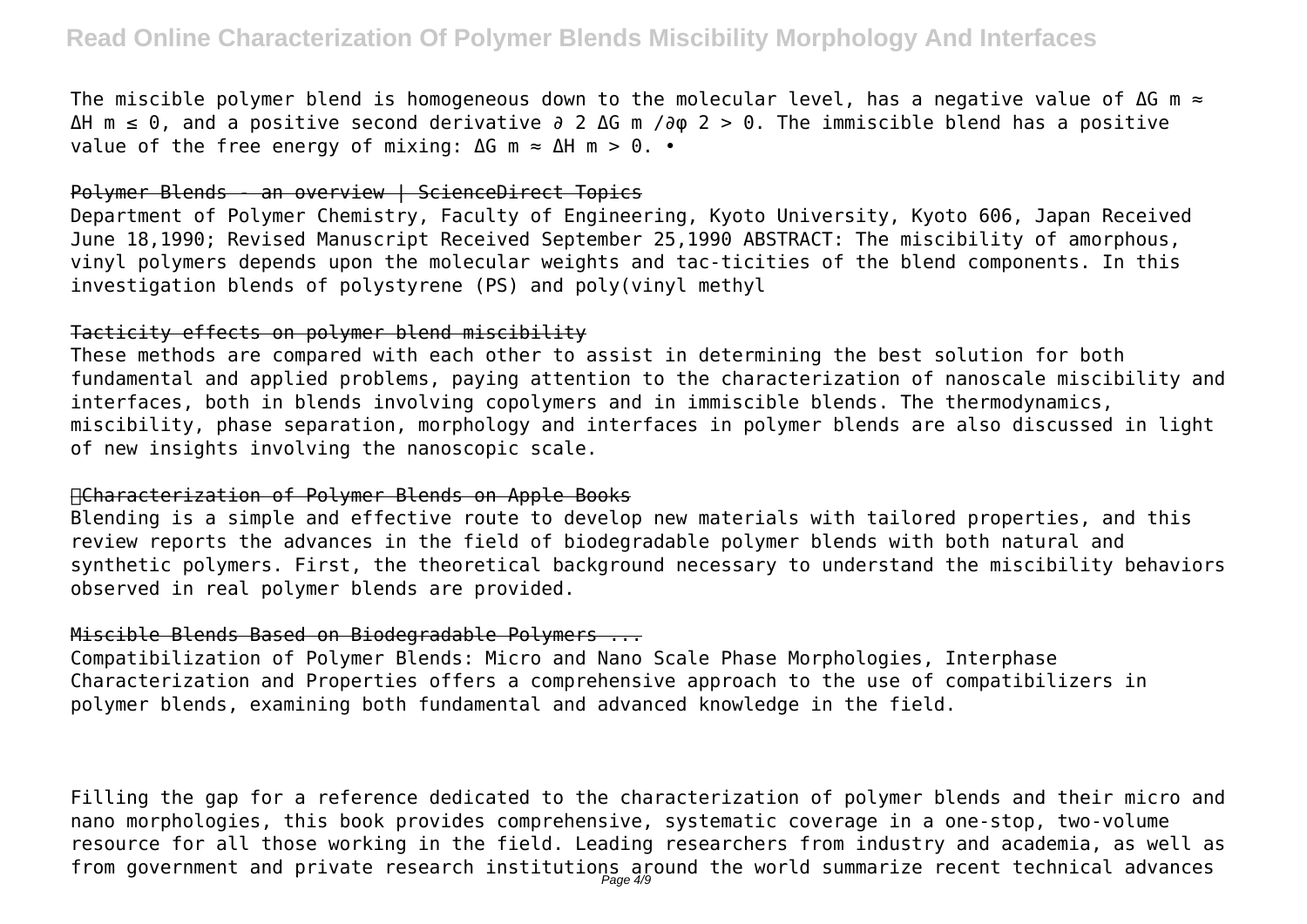The miscible polymer blend is homogeneous down to the molecular level, has a negative value of $\Delta G_m \approx \Delta H_m \leq 0$, and a positive second derivative $\partial^2 \Delta G_m / \partial \varphi^2 > 0$. The immiscible blend has a positive value of the free energy of mixing: $\Delta G_m \approx \Delta H_m > 0$. •

Polymer Blends - an overview | ScienceDirect Topics

Department of Polymer Chemistry, Faculty of Engineering, Kyoto University, Kyoto 606, Japan Received June 18,1990; Revised Manuscript Received September 25,1990 ABSTRACT: The miscibility of amorphous, vinyl polymers depends upon the molecular weights and tac-ticities of the blend components. In this investigation blends of polystyrene (PS) and poly(vinyl methyl

Tacticity effects on polymer blend miscibility

These methods are compared with each other to assist in determining the best solution for both fundamental and applied problems, paying attention to the characterization of nanoscale miscibility and interfaces, both in blends involving copolymers and in immiscible blends. The thermodynamics, miscibility, phase separation, morphology and interfaces in polymer blends are also discussed in light of new insights involving the nanoscopic scale.

Characterization of Polymer Blends on Apple Books

Blending is a simple and effective route to develop new materials with tailored properties, and this review reports the advances in the field of biodegradable polymer blends with both natural and synthetic polymers. First, the theoretical background necessary to understand the miscibility behaviors observed in real polymer blends are provided.

Miscible Blends Based on Biodegradable Polymers ...

Compatibilization of Polymer Blends: Micro and Nano Scale Phase Morphologies, Interphase Characterization and Properties offers a comprehensive approach to the use of compatibilizers in polymer blends, examining both fundamental and advanced knowledge in the field.

Filling the gap for a reference dedicated to the characterization of polymer blends and their micro and nano morphologies, this book provides comprehensive, systematic coverage in a one-stop, two-volume resource for all those working in the field. Leading researchers from industry and academia, as well as from government and private research institutions around the world summarize recent technical advances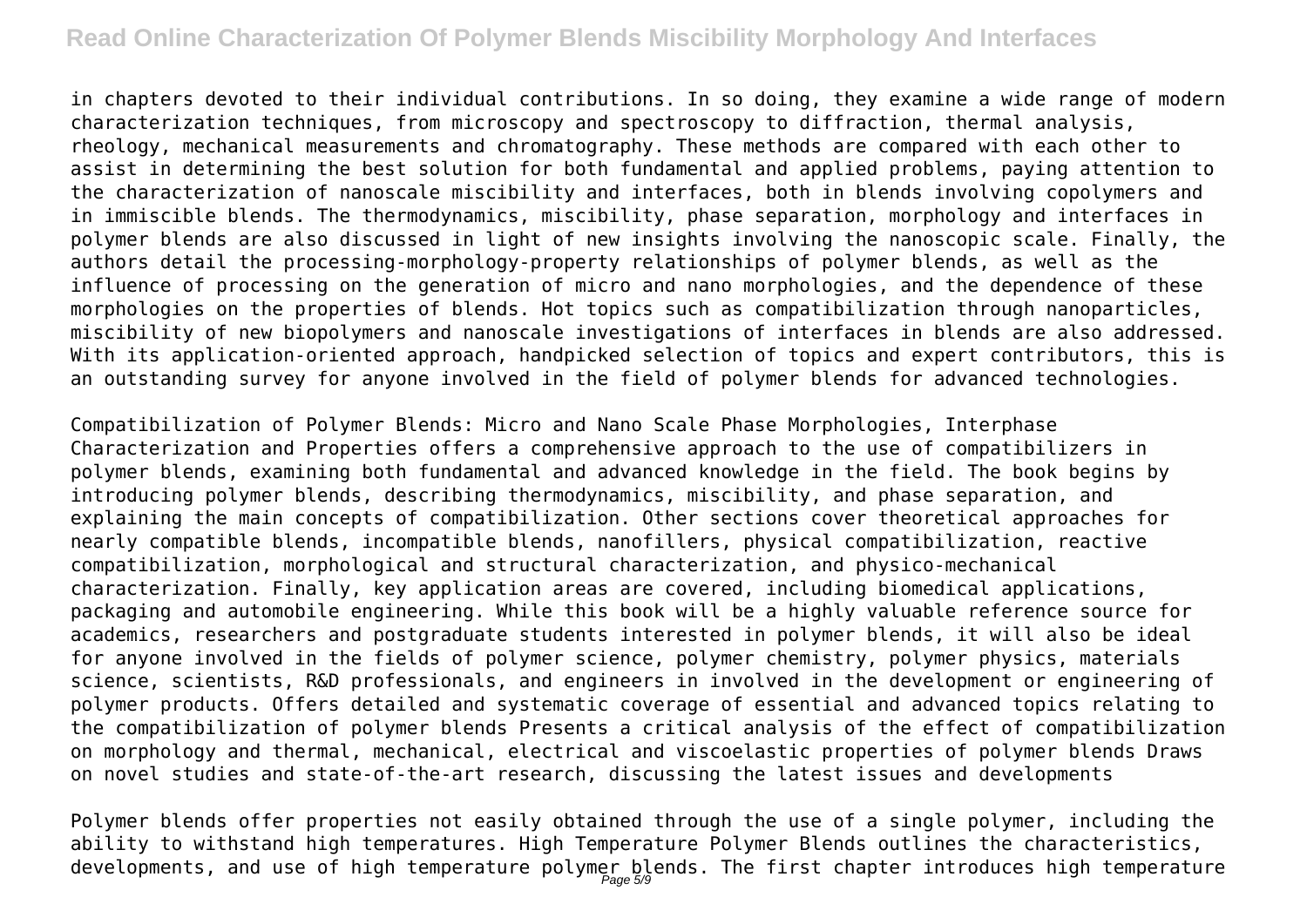in chapters devoted to their individual contributions. In so doing, they examine a wide range of modern characterization techniques, from microscopy and spectroscopy to diffraction, thermal analysis, rheology, mechanical measurements and chromatography. These methods are compared with each other to assist in determining the best solution for both fundamental and applied problems, paying attention to the characterization of nanoscale miscibility and interfaces, both in blends involving copolymers and in immiscible blends. The thermodynamics, miscibility, phase separation, morphology and interfaces in polymer blends are also discussed in light of new insights involving the nanoscopic scale. Finally, the authors detail the processing-morphology-property relationships of polymer blends, as well as the influence of processing on the generation of micro and nano morphologies, and the dependence of these morphologies on the properties of blends. Hot topics such as compatibilization through nanoparticles, miscibility of new biopolymers and nanoscale investigations of interfaces in blends are also addressed. With its application-oriented approach, handpicked selection of topics and expert contributors, this is an outstanding survey for anyone involved in the field of polymer blends for advanced technologies.

Compatibilization of Polymer Blends: Micro and Nano Scale Phase Morphologies, Interphase Characterization and Properties offers a comprehensive approach to the use of compatibilizers in polymer blends, examining both fundamental and advanced knowledge in the field. The book begins by introducing polymer blends, describing thermodynamics, miscibility, and phase separation, and explaining the main concepts of compatibilization. Other sections cover theoretical approaches for nearly compatible blends, incompatible blends, nanofillers, physical compatibilization, reactive compatibilization, morphological and structural characterization, and physico-mechanical characterization. Finally, key application areas are covered, including biomedical applications, packaging and automobile engineering. While this book will be a highly valuable reference source for academics, researchers and postgraduate students interested in polymer blends, it will also be ideal for anyone involved in the fields of polymer science, polymer chemistry, polymer physics, materials science, scientists, R&D professionals, and engineers in involved in the development or engineering of polymer products. Offers detailed and systematic coverage of essential and advanced topics relating to the compatibilization of polymer blends Presents a critical analysis of the effect of compatibilization on morphology and thermal, mechanical, electrical and viscoelastic properties of polymer blends Draws on novel studies and state-of-the-art research, discussing the latest issues and developments

Polymer blends offer properties not easily obtained through the use of a single polymer, including the ability to withstand high temperatures. High Temperature Polymer Blends outlines the characteristics, developments, and use of high temperature polymer blends. The first chapter introduces high temperature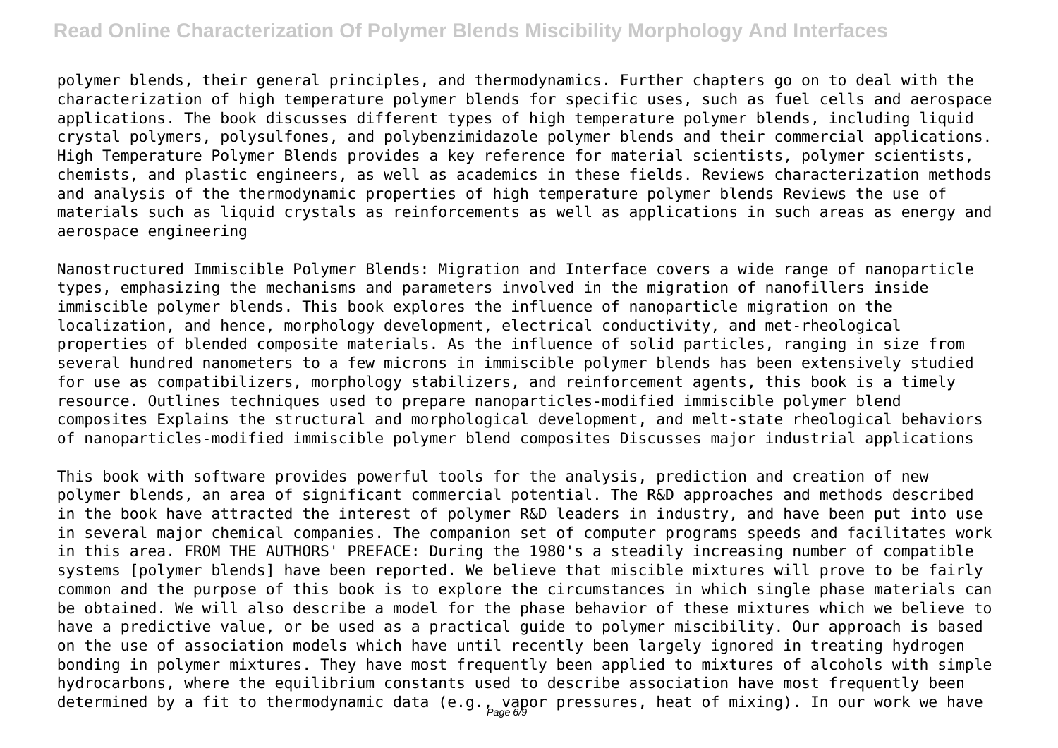polymer blends, their general principles, and thermodynamics. Further chapters go on to deal with the characterization of high temperature polymer blends for specific uses, such as fuel cells and aerospace applications. The book discusses different types of high temperature polymer blends, including liquid crystal polymers, polysulfones, and polybenzimidazole polymer blends and their commercial applications. High Temperature Polymer Blends provides a key reference for material scientists, polymer scientists, chemists, and plastic engineers, as well as academics in these fields. Reviews characterization methods and analysis of the thermodynamic properties of high temperature polymer blends Reviews the use of materials such as liquid crystals as reinforcements as well as applications in such areas as energy and aerospace engineering

Nanostructured Immiscible Polymer Blends: Migration and Interface covers a wide range of nanoparticle types, emphasizing the mechanisms and parameters involved in the migration of nanofillers inside immiscible polymer blends. This book explores the influence of nanoparticle migration on the localization, and hence, morphology development, electrical conductivity, and met-rheological properties of blended composite materials. As the influence of solid particles, ranging in size from several hundred nanometers to a few microns in immiscible polymer blends has been extensively studied for use as compatibilizers, morphology stabilizers, and reinforcement agents, this book is a timely resource. Outlines techniques used to prepare nanoparticles-modified immiscible polymer blend composites Explains the structural and morphological development, and melt-state rheological behaviors of nanoparticles-modified immiscible polymer blend composites Discusses major industrial applications

This book with software provides powerful tools for the analysis, prediction and creation of new polymer blends, an area of significant commercial potential. The R&D approaches and methods described in the book have attracted the interest of polymer R&D leaders in industry, and have been put into use in several major chemical companies. The companion set of computer programs speeds and facilitates work in this area. FROM THE AUTHORS' PREFACE: During the 1980's a steadily increasing number of compatible systems [polymer blends] have been reported. We believe that miscible mixtures will prove to be fairly common and the purpose of this book is to explore the circumstances in which single phase materials can be obtained. We will also describe a model for the phase behavior of these mixtures which we believe to have a predictive value, or be used as a practical guide to polymer miscibility. Our approach is based on the use of association models which have until recently been largely ignored in treating hydrogen bonding in polymer mixtures. They have most frequently been applied to mixtures of alcohols with simple hydrocarbons, where the equilibrium constants used to describe association have most frequently been determined by a fit to thermodynamic data (e.g., vapor pressures, heat of mixing). In our work we have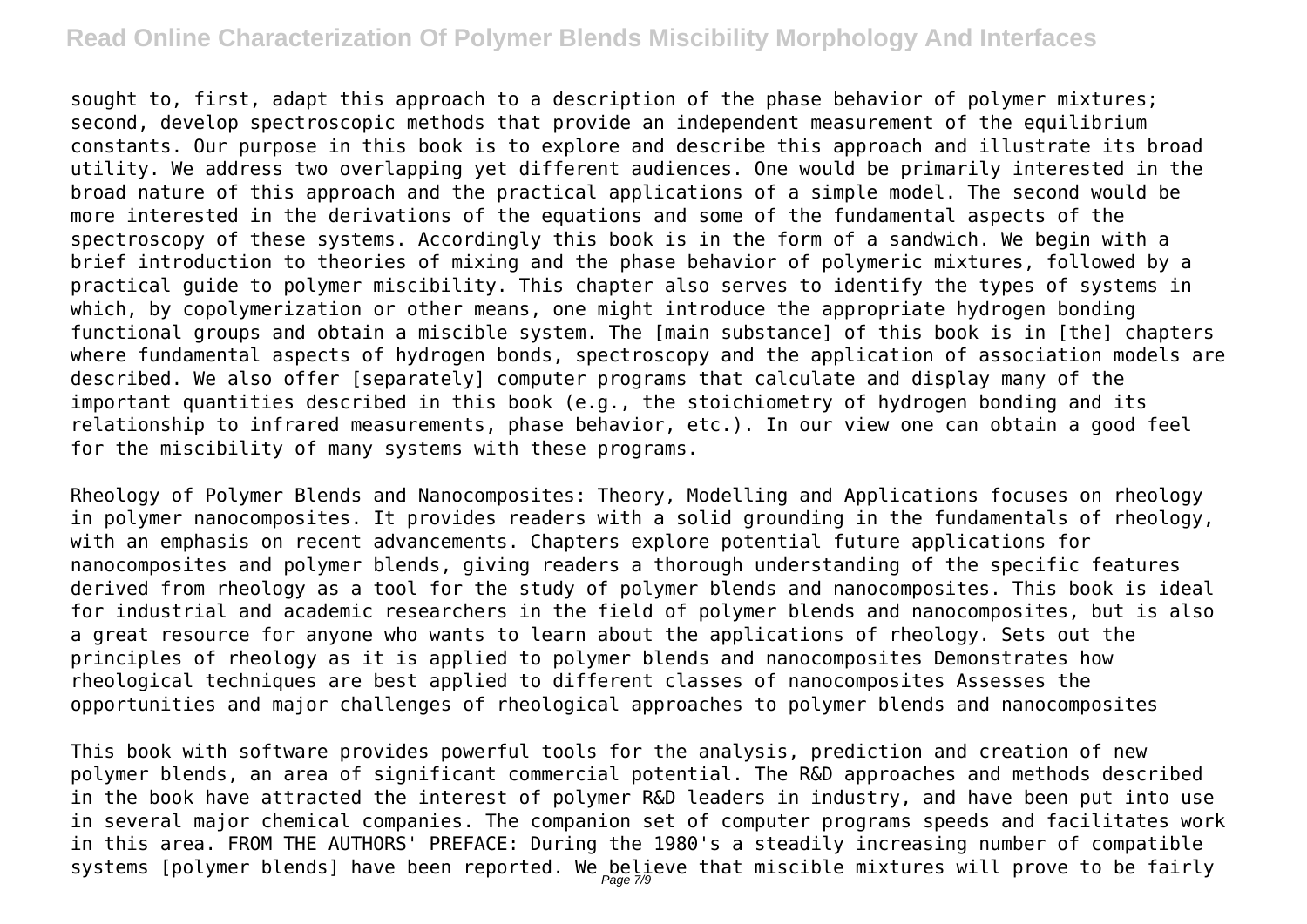sought to, first, adapt this approach to a description of the phase behavior of polymer mixtures; second, develop spectroscopic methods that provide an independent measurement of the equilibrium constants. Our purpose in this book is to explore and describe this approach and illustrate its broad utility. We address two overlapping yet different audiences. One would be primarily interested in the broad nature of this approach and the practical applications of a simple model. The second would be more interested in the derivations of the equations and some of the fundamental aspects of the spectroscopy of these systems. Accordingly this book is in the form of a sandwich. We begin with a brief introduction to theories of mixing and the phase behavior of polymeric mixtures, followed by a practical guide to polymer miscibility. This chapter also serves to identify the types of systems in which, by copolymerization or other means, one might introduce the appropriate hydrogen bonding functional groups and obtain a miscible system. The [main substance] of this book is in [the] chapters where fundamental aspects of hydrogen bonds, spectroscopy and the application of association models are described. We also offer [separately] computer programs that calculate and display many of the important quantities described in this book (e.g., the stoichiometry of hydrogen bonding and its relationship to infrared measurements, phase behavior, etc.). In our view one can obtain a good feel for the miscibility of many systems with these programs.

Rheology of Polymer Blends and Nanocomposites: Theory, Modelling and Applications focuses on rheology in polymer nanocomposites. It provides readers with a solid grounding in the fundamentals of rheology, with an emphasis on recent advancements. Chapters explore potential future applications for nanocomposites and polymer blends, giving readers a thorough understanding of the specific features derived from rheology as a tool for the study of polymer blends and nanocomposites. This book is ideal for industrial and academic researchers in the field of polymer blends and nanocomposites, but is also a great resource for anyone who wants to learn about the applications of rheology. Sets out the principles of rheology as it is applied to polymer blends and nanocomposites Demonstrates how rheological techniques are best applied to different classes of nanocomposites Assesses the opportunities and major challenges of rheological approaches to polymer blends and nanocomposites

This book with software provides powerful tools for the analysis, prediction and creation of new polymer blends, an area of significant commercial potential. The R&D approaches and methods described in the book have attracted the interest of polymer R&D leaders in industry, and have been put into use in several major chemical companies. The companion set of computer programs speeds and facilitates work in this area. FROM THE AUTHORS' PREFACE: During the 1980's a steadily increasing number of compatible systems [polymer blends] have been reported. We believe that miscible mixtures will prove to be fairly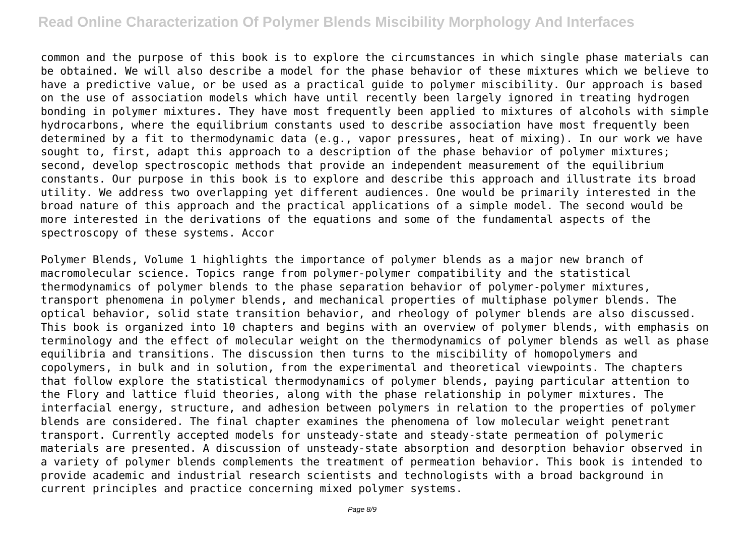common and the purpose of this book is to explore the circumstances in which single phase materials can be obtained. We will also describe a model for the phase behavior of these mixtures which we believe to have a predictive value, or be used as a practical guide to polymer miscibility. Our approach is based on the use of association models which have until recently been largely ignored in treating hydrogen bonding in polymer mixtures. They have most frequently been applied to mixtures of alcohols with simple hydrocarbons, where the equilibrium constants used to describe association have most frequently been determined by a fit to thermodynamic data (e.g., vapor pressures, heat of mixing). In our work we have sought to, first, adapt this approach to a description of the phase behavior of polymer mixtures; second, develop spectroscopic methods that provide an independent measurement of the equilibrium constants. Our purpose in this book is to explore and describe this approach and illustrate its broad utility. We address two overlapping yet different audiences. One would be primarily interested in the broad nature of this approach and the practical applications of a simple model. The second would be more interested in the derivations of the equations and some of the fundamental aspects of the spectroscopy of these systems. Accor

Polymer Blends, Volume 1 highlights the importance of polymer blends as a major new branch of macromolecular science. Topics range from polymer-polymer compatibility and the statistical thermodynamics of polymer blends to the phase separation behavior of polymer-polymer mixtures, transport phenomena in polymer blends, and mechanical properties of multiphase polymer blends. The optical behavior, solid state transition behavior, and rheology of polymer blends are also discussed. This book is organized into 10 chapters and begins with an overview of polymer blends, with emphasis on terminology and the effect of molecular weight on the thermodynamics of polymer blends as well as phase equilibria and transitions. The discussion then turns to the miscibility of homopolymers and copolymers, in bulk and in solution, from the experimental and theoretical viewpoints. The chapters that follow explore the statistical thermodynamics of polymer blends, paying particular attention to the Flory and lattice fluid theories, along with the phase relationship in polymer mixtures. The interfacial energy, structure, and adhesion between polymers in relation to the properties of polymer blends are considered. The final chapter examines the phenomena of low molecular weight penetrant transport. Currently accepted models for unsteady-state and steady-state permeation of polymeric materials are presented. A discussion of unsteady-state absorption and desorption behavior observed in a variety of polymer blends complements the treatment of permeation behavior. This book is intended to provide academic and industrial research scientists and technologists with a broad background in current principles and practice concerning mixed polymer systems.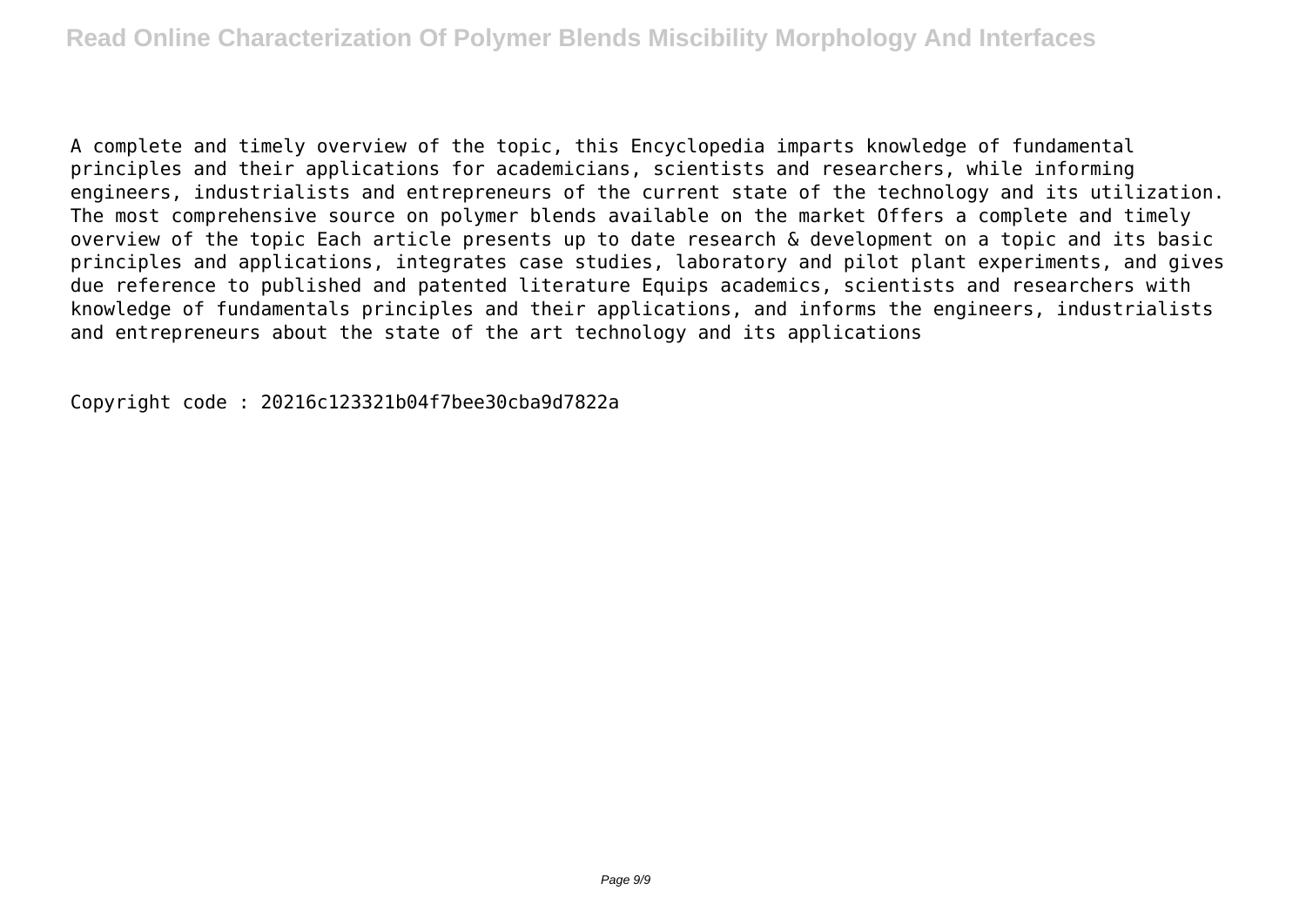A complete and timely overview of the topic, this Encyclopedia imparts knowledge of fundamental principles and their applications for academicians, scientists and researchers, while informing engineers, industrialists and entrepreneurs of the current state of the technology and its utilization. The most comprehensive source on polymer blends available on the market Offers a complete and timely overview of the topic Each article presents up to date research & development on a topic and its basic principles and applications, integrates case studies, laboratory and pilot plant experiments, and gives due reference to published and patented literature Equips academics, scientists and researchers with knowledge of fundamentals principles and their applications, and informs the engineers, industrialists and entrepreneurs about the state of the art technology and its applications

Copyright code : 20216c123321b04f7bee30cba9d7822a